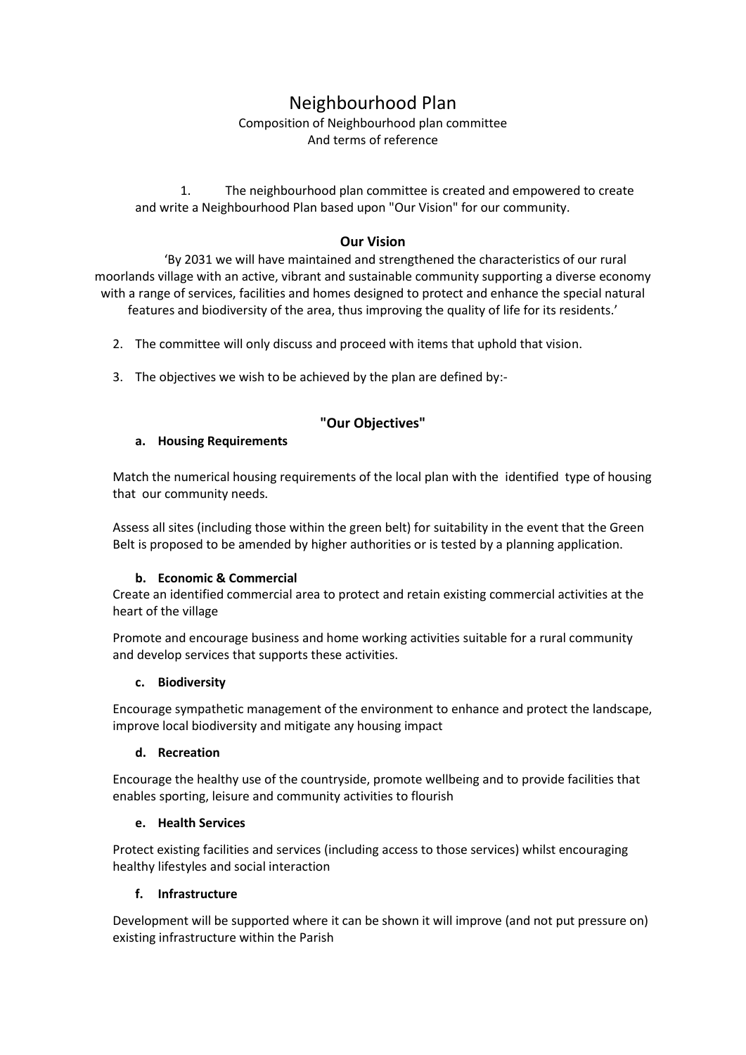# Neighbourhood Plan

Composition of Neighbourhood plan committee
And terms of reference

1. The neighbourhood plan committee is created and empowered to create and write a Neighbourhood Plan based upon "Our Vision" for our community.

## Our Vision

'By 2031 we will have maintained and strengthened the characteristics of our rural moorlands village with an active, vibrant and sustainable community supporting a diverse economy with a range of services, facilities and homes designed to protect and enhance the special natural features and biodiversity of the area, thus improving the quality of life for its residents.'

2. The committee will only discuss and proceed with items that uphold that vision.

3. The objectives we wish to be achieved by the plan are defined by:-

## "Our Objectives"

**a. Housing Requirements**

Match the numerical housing requirements of the local plan with the identified type of housing that our community needs.

Assess all sites (including those within the green belt) for suitability in the event that the Green Belt is proposed to be amended by higher authorities or is tested by a planning application.

**b. Economic & Commercial**

Create an identified commercial area to protect and retain existing commercial activities at the heart of the village

Promote and encourage business and home working activities suitable for a rural community and develop services that supports these activities.

**c. Biodiversity**

Encourage sympathetic management of the environment to enhance and protect the landscape, improve local biodiversity and mitigate any housing impact

**d. Recreation**

Encourage the healthy use of the countryside, promote wellbeing and to provide facilities that enables sporting, leisure and community activities to flourish

**e. Health Services**

Protect existing facilities and services (including access to those services) whilst encouraging healthy lifestyles and social interaction

**f. Infrastructure**

Development will be supported where it can be shown it will improve (and not put pressure on) existing infrastructure within the Parish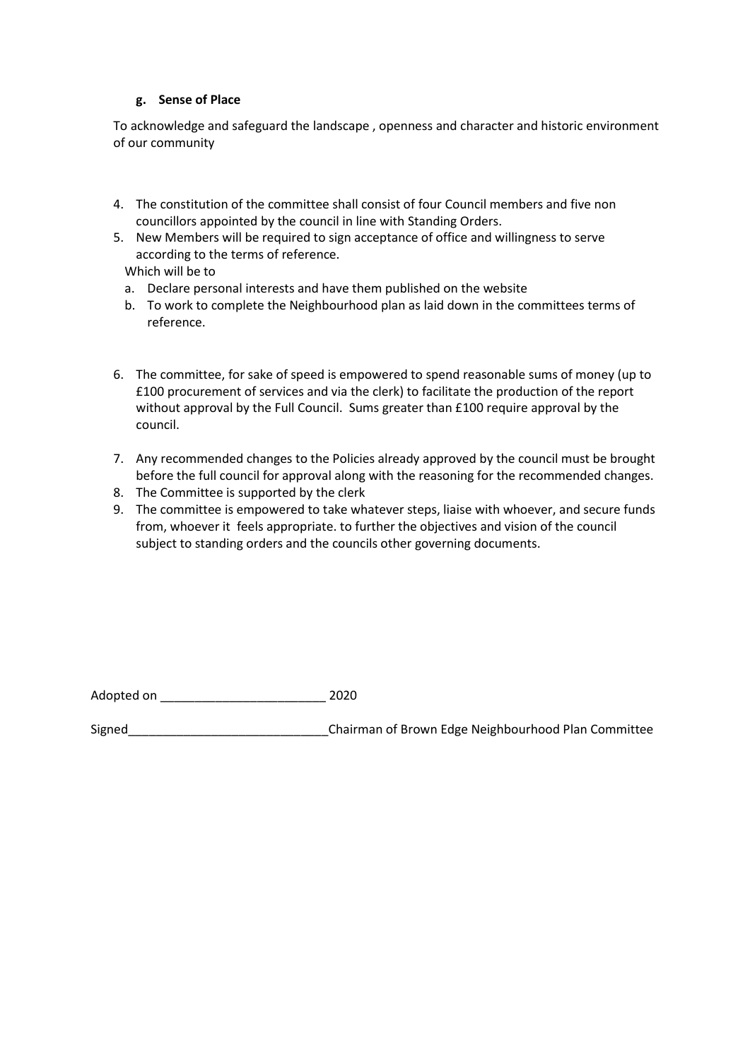**g. Sense of Place**

To acknowledge and safeguard the landscape , openness and character and historic environment of our community

4. The constitution of the committee shall consist of four Council members and five non councillors appointed by the council in line with Standing Orders.
5. New Members will be required to sign acceptance of office and willingness to serve according to the terms of reference.
   Which will be to
   a. Declare personal interests and have them published on the website
   b. To work to complete the Neighbourhood plan as laid down in the committees terms of reference.

6. The committee, for sake of speed is empowered to spend reasonable sums of money (up to £100 procurement of services and via the clerk) to facilitate the production of the report without approval by the Full Council. Sums greater than £100 require approval by the council.

7. Any recommended changes to the Policies already approved by the council must be brought before the full council for approval along with the reasoning for the recommended changes.
8. The Committee is supported by the clerk
9. The committee is empowered to take whatever steps, liaise with whoever, and secure funds from, whoever it feels appropriate. to further the objectives and vision of the council subject to standing orders and the councils other governing documents.

Adopted on ________________________ 2020

Signed_____________________________Chairman of Brown Edge Neighbourhood Plan Committee